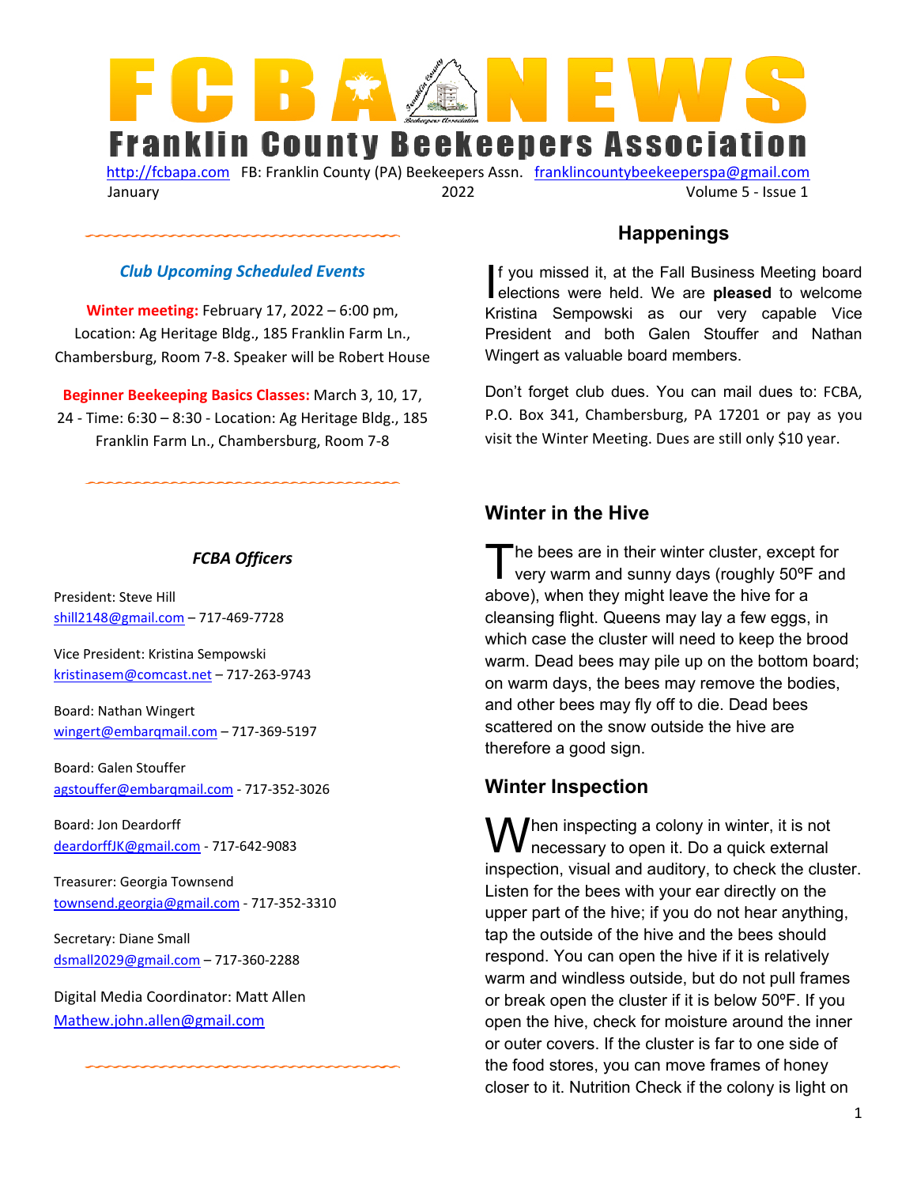# FCBA NEWS

## Franklin County Beekeepers Association

http://fcbapa.com FB: Franklin County (PA) Beekeepers Assn. franklincountybeekeeperspa@gmail.com

January 2022 Volume 5 - Issue 1

### *Club Upcoming Scheduled Events*

**Winter meeting:** February 17, 2022 – 6:00 pm, Location: Ag Heritage Bldg., 185 Franklin Farm Ln., Chambersburg, Room 7-8. Speaker will be Robert House

**Beginner Beekeeping Basics Classes:** March 3, 10, 17, 24 - Time: 6:30 – 8:30 - Location: Ag Heritage Bldg., 185 Franklin Farm Ln., Chambersburg, Room 7-8

### *FCBA Officers*

President: Steve Hill
shill2148@gmail.com – 717-469-7728

Vice President: Kristina Sempowski
kristinasem@comcast.net – 717-263-9743

Board: Nathan Wingert
wingert@embarqmail.com – 717-369-5197

Board: Galen Stouffer
agstouffer@embarqmail.com - 717-352-3026

Board: Jon Deardorff
deardorffJK@gmail.com - 717-642-9083

Treasurer: Georgia Townsend
townsend.georgia@gmail.com - 717-352-3310

Secretary: Diane Small
dsmall2029@gmail.com – 717-360-2288

Digital Media Coordinator: Matt Allen
Mathew.john.allen@gmail.com

## Happenings

If you missed it, at the Fall Business Meeting board elections were held. We are **pleased** to welcome Kristina Sempowski as our very capable Vice President and both Galen Stouffer and Nathan Wingert as valuable board members.

Don't forget club dues. You can mail dues to: FCBA, P.O. Box 341, Chambersburg, PA 17201 or pay as you visit the Winter Meeting. Dues are still only $10 year.

## Winter in the Hive

The bees are in their winter cluster, except for very warm and sunny days (roughly 50ºF and above), when they might leave the hive for a cleansing flight. Queens may lay a few eggs, in which case the cluster will need to keep the brood warm. Dead bees may pile up on the bottom board; on warm days, the bees may remove the bodies, and other bees may fly off to die. Dead bees scattered on the snow outside the hive are therefore a good sign.

## Winter Inspection

When inspecting a colony in winter, it is not necessary to open it. Do a quick external inspection, visual and auditory, to check the cluster. Listen for the bees with your ear directly on the upper part of the hive; if you do not hear anything, tap the outside of the hive and the bees should respond. You can open the hive if it is relatively warm and windless outside, but do not pull frames or break open the cluster if it is below 50ºF. If you open the hive, check for moisture around the inner or outer covers. If the cluster is far to one side of the food stores, you can move frames of honey closer to it. Nutrition Check if the colony is light on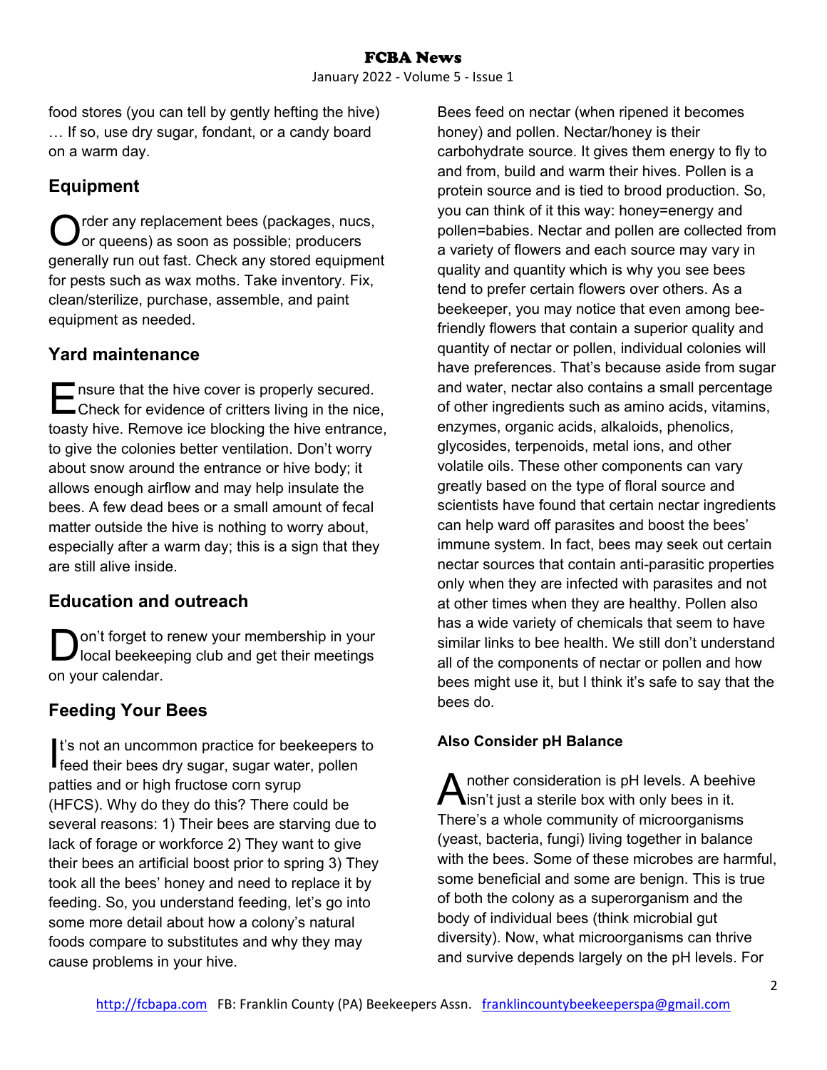food stores (you can tell by gently hefting the hive) … If so, use dry sugar, fondant, or a candy board on a warm day.

## Equipment

Order any replacement bees (packages, nucs, or queens) as soon as possible; producers generally run out fast. Check any stored equipment for pests such as wax moths. Take inventory. Fix, clean/sterilize, purchase, assemble, and paint equipment as needed.

## Yard maintenance

Ensure that the hive cover is properly secured. Check for evidence of critters living in the nice, toasty hive. Remove ice blocking the hive entrance, to give the colonies better ventilation. Don't worry about snow around the entrance or hive body; it allows enough airflow and may help insulate the bees. A few dead bees or a small amount of fecal matter outside the hive is nothing to worry about, especially after a warm day; this is a sign that they are still alive inside.

## Education and outreach

Don't forget to renew your membership in your local beekeeping club and get their meetings on your calendar.

## Feeding Your Bees

It's not an uncommon practice for beekeepers to feed their bees dry sugar, sugar water, pollen patties and or high fructose corn syrup (HFCS). Why do they do this? There could be several reasons: 1) Their bees are starving due to lack of forage or workforce 2) They want to give their bees an artificial boost prior to spring 3) They took all the bees' honey and need to replace it by feeding. So, you understand feeding, let's go into some more detail about how a colony's natural foods compare to substitutes and why they may cause problems in your hive.

Bees feed on nectar (when ripened it becomes honey) and pollen. Nectar/honey is their carbohydrate source. It gives them energy to fly to and from, build and warm their hives. Pollen is a protein source and is tied to brood production. So, you can think of it this way: honey=energy and pollen=babies. Nectar and pollen are collected from a variety of flowers and each source may vary in quality and quantity which is why you see bees tend to prefer certain flowers over others. As a beekeeper, you may notice that even among bee-friendly flowers that contain a superior quality and quantity of nectar or pollen, individual colonies will have preferences. That's because aside from sugar and water, nectar also contains a small percentage of other ingredients such as amino acids, vitamins, enzymes, organic acids, alkaloids, phenolics, glycosides, terpenoids, metal ions, and other volatile oils. These other components can vary greatly based on the type of floral source and scientists have found that certain nectar ingredients can help ward off parasites and boost the bees' immune system. In fact, bees may seek out certain nectar sources that contain anti-parasitic properties only when they are infected with parasites and not at other times when they are healthy. Pollen also has a wide variety of chemicals that seem to have similar links to bee health. We still don't understand all of the components of nectar or pollen and how bees might use it, but I think it's safe to say that the bees do.

### Also Consider pH Balance

Another consideration is pH levels. A beehive isn't just a sterile box with only bees in it. There's a whole community of microorganisms (yeast, bacteria, fungi) living together in balance with the bees. Some of these microbes are harmful, some beneficial and some are benign. This is true of both the colony as a superorganism and the body of individual bees (think microbial gut diversity). Now, what microorganisms can thrive and survive depends largely on the pH levels. For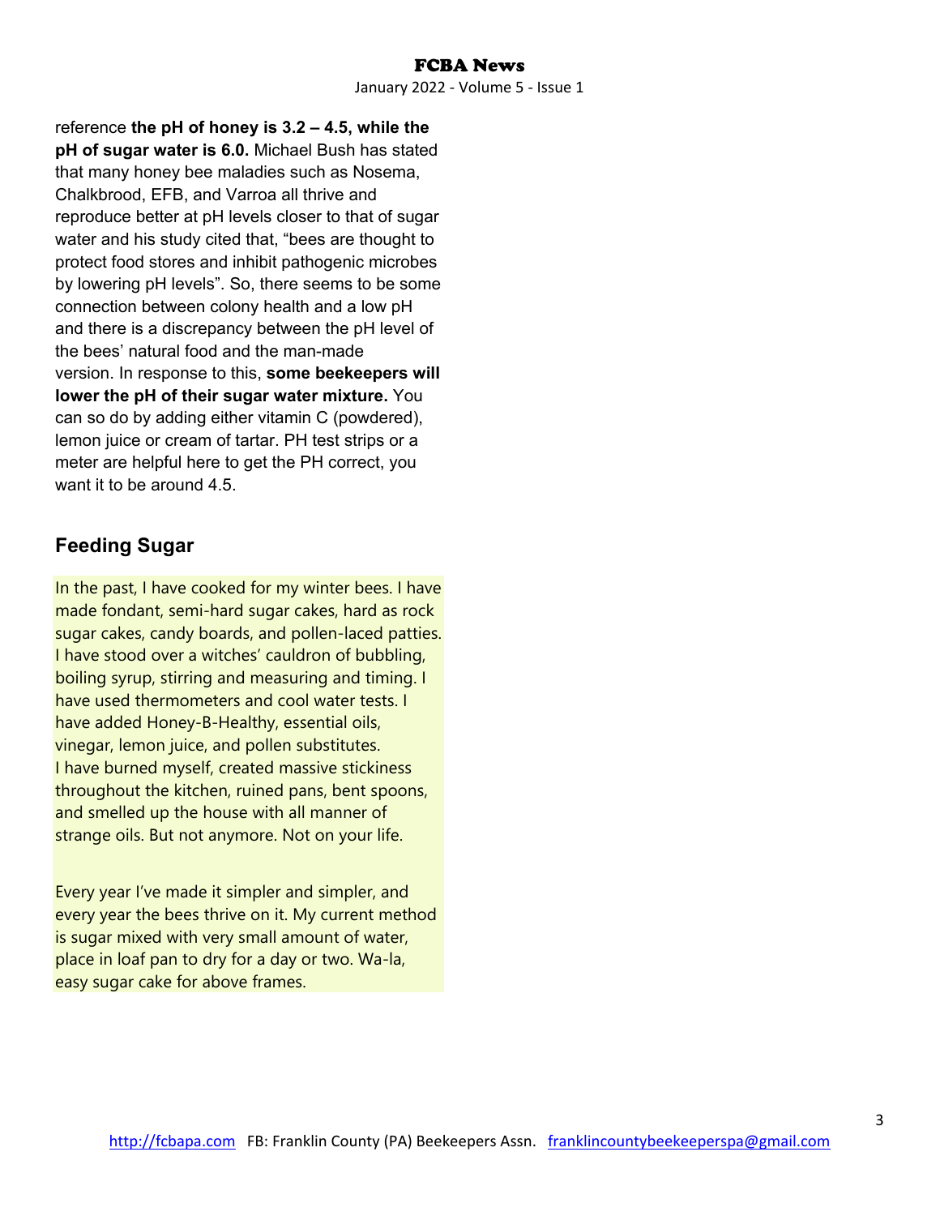reference **the pH of honey is 3.2 – 4.5, while the pH of sugar water is 6.0.** Michael Bush has stated that many honey bee maladies such as Nosema, Chalkbrood, EFB, and Varroa all thrive and reproduce better at pH levels closer to that of sugar water and his study cited that, "bees are thought to protect food stores and inhibit pathogenic microbes by lowering pH levels". So, there seems to be some connection between colony health and a low pH and there is a discrepancy between the pH level of the bees' natural food and the man-made version. In response to this, **some beekeepers will lower the pH of their sugar water mixture.** You can so do by adding either vitamin C (powdered), lemon juice or cream of tartar. PH test strips or a meter are helpful here to get the PH correct, you want it to be around 4.5.

## Feeding Sugar

In the past, I have cooked for my winter bees. I have made fondant, semi-hard sugar cakes, hard as rock sugar cakes, candy boards, and pollen-laced patties. I have stood over a witches' cauldron of bubbling, boiling syrup, stirring and measuring and timing. I have used thermometers and cool water tests. I have added Honey-B-Healthy, essential oils, vinegar, lemon juice, and pollen substitutes. I have burned myself, created massive stickiness throughout the kitchen, ruined pans, bent spoons, and smelled up the house with all manner of strange oils. But not anymore. Not on your life.

Every year I've made it simpler and simpler, and every year the bees thrive on it. My current method is sugar mixed with very small amount of water, place in loaf pan to dry for a day or two. Wa-la, easy sugar cake for above frames.